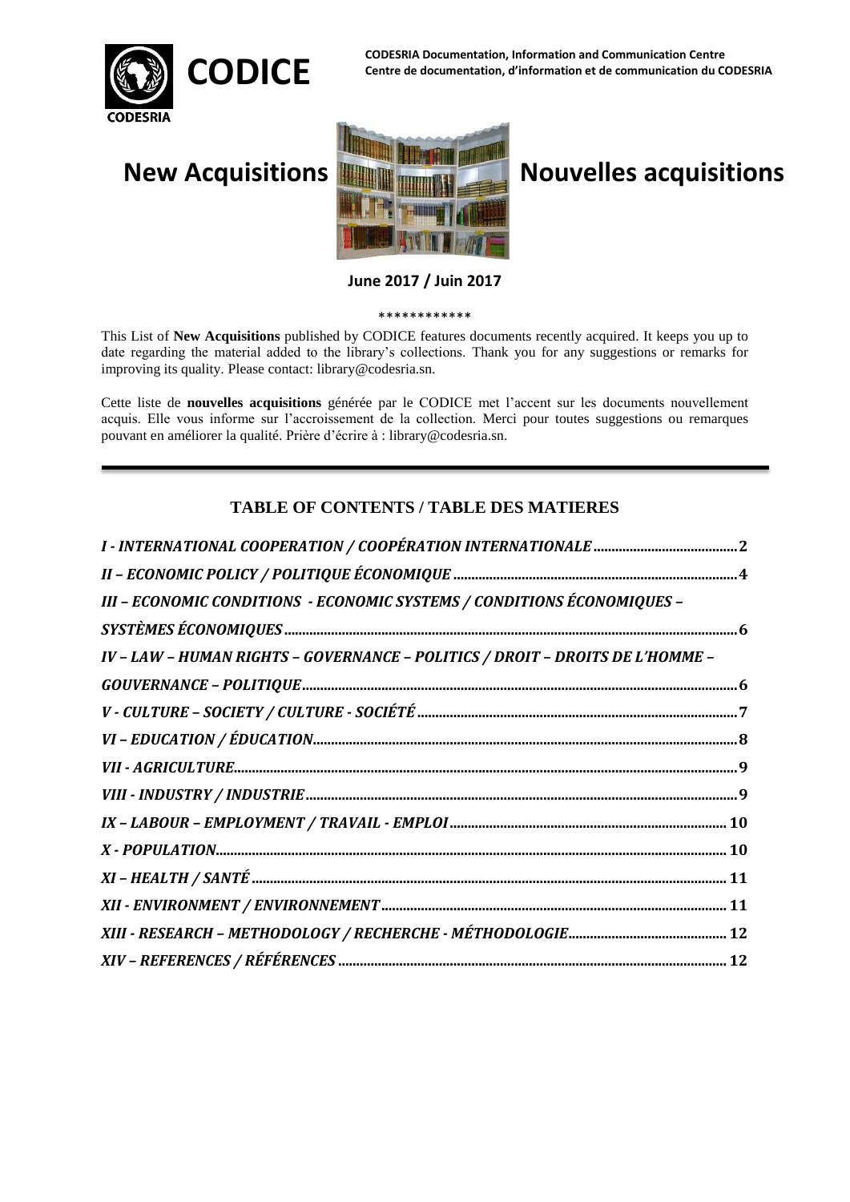CODESRIA Documentation, Information and Communication Centre
Centre de documentation, d'information et de communication du CODESRIA

# CODICE

# New Acquisitions / Nouvelles acquisitions

**June 2017 / Juin 2017**

************

This List of **New Acquisitions** published by CODICE features documents recently acquired. It keeps you up to date regarding the material added to the library's collections. Thank you for any suggestions or remarks for improving its quality. Please contact: library@codesria.sn.

Cette liste de **nouvelles acquisitions** générée par le CODICE met l'accent sur les documents nouvellement acquis. Elle vous informe sur l'accroissement de la collection. Merci pour toutes suggestions ou remarques pouvant en améliorer la qualité. Prière d'écrire à : library@codesria.sn.

---

## TABLE OF CONTENTS / TABLE DES MATIERES

- *I - INTERNATIONAL COOPERATION / COOPÉRATION INTERNATIONALE* ... 2
- *II – ECONOMIC POLICY / POLITIQUE ÉCONOMIQUE* ... 4
- *III – ECONOMIC CONDITIONS - ECONOMIC SYSTEMS / CONDITIONS ÉCONOMIQUES – SYSTÈMES ÉCONOMIQUES* ... 6
- *IV – LAW – HUMAN RIGHTS – GOVERNANCE – POLITICS / DROIT – DROITS DE L'HOMME – GOUVERNANCE – POLITIQUE* ... 6
- *V - CULTURE – SOCIETY / CULTURE - SOCIÉTÉ* ... 7
- *VI – EDUCATION / ÉDUCATION* ... 8
- *VII - AGRICULTURE* ... 9
- *VIII - INDUSTRY / INDUSTRIE* ... 9
- *IX – LABOUR – EMPLOYMENT / TRAVAIL - EMPLOI* ... 10
- *X - POPULATION* ... 10
- *XI – HEALTH / SANTÉ* ... 11
- *XII - ENVIRONMENT / ENVIRONNEMENT* ... 11
- *XIII - RESEARCH – METHODOLOGY / RECHERCHE - MÉTHODOLOGIE* ... 12
- *XIV – REFERENCES / RÉFÉRENCES* ... 12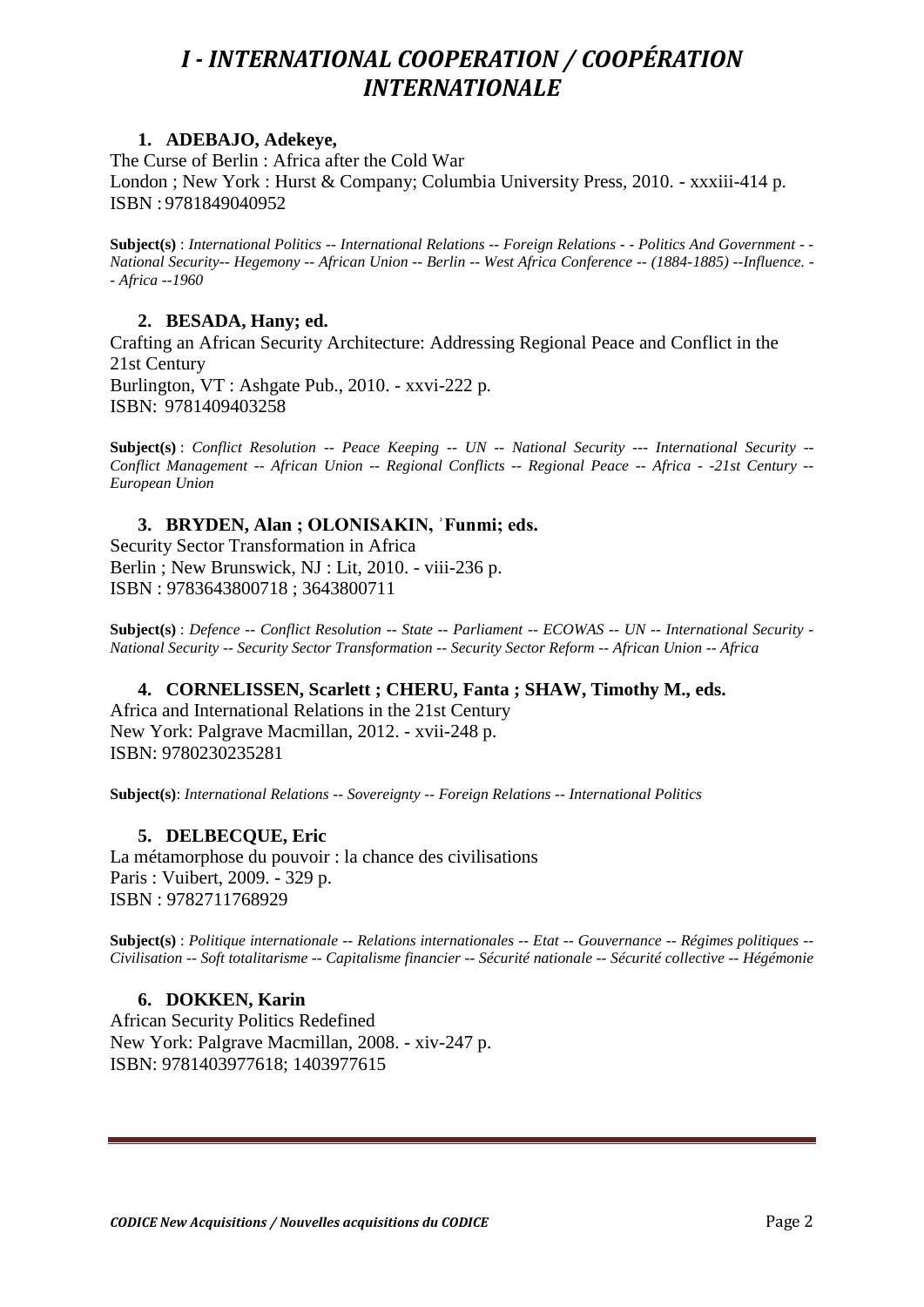# *I - INTERNATIONAL COOPERATION / COOPÉRATION INTERNATIONALE*

1. **ADEBAJO, Adekeye,**

The Curse of Berlin : Africa after the Cold War
London ; New York : Hurst & Company; Columbia University Press, 2010. - xxxiii-414 p.
ISBN : 9781849040952

**Subject(s)** : *International Politics -- International Relations -- Foreign Relations - - Politics And Government - - National Security-- Hegemony -- African Union -- Berlin -- West Africa Conference -- (1884-1885) --Influence. - - Africa --1960*

2. **BESADA, Hany; ed.**

Crafting an African Security Architecture: Addressing Regional Peace and Conflict in the 21st Century
Burlington, VT : Ashgate Pub., 2010. - xxvi-222 p.
ISBN: 9781409403258

**Subject(s)** : *Conflict Resolution -- Peace Keeping -- UN -- National Security --- International Security -- Conflict Management -- African Union -- Regional Conflicts -- Regional Peace -- Africa - -21st Century -- European Union*

3. **BRYDEN, Alan ; OLONISAKIN, ʾFunmi; eds.**

Security Sector Transformation in Africa
Berlin ; New Brunswick, NJ : Lit, 2010. - viii-236 p.
ISBN : 9783643800718 ; 3643800711

**Subject(s)** : *Defence -- Conflict Resolution -- State -- Parliament -- ECOWAS -- UN -- International Security - National Security -- Security Sector Transformation -- Security Sector Reform -- African Union -- Africa*

4. **CORNELISSEN, Scarlett ; CHERU, Fanta ; SHAW, Timothy M., eds.**

Africa and International Relations in the 21st Century
New York: Palgrave Macmillan, 2012. - xvii-248 p.
ISBN: 9780230235281

**Subject(s)**: *International Relations -- Sovereignty -- Foreign Relations -- International Politics*

5. **DELBECQUE, Eric**

La métamorphose du pouvoir : la chance des civilisations
Paris : Vuibert, 2009. - 329 p.
ISBN : 9782711768929

**Subject(s)** : *Politique internationale -- Relations internationales -- Etat -- Gouvernance -- Régimes politiques -- Civilisation -- Soft totalitarisme -- Capitalisme financier -- Sécurité nationale -- Sécurité collective -- Hégémonie*

6. **DOKKEN, Karin**

African Security Politics Redefined
New York: Palgrave Macmillan, 2008. - xiv-247 p.
ISBN: 9781403977618; 1403977615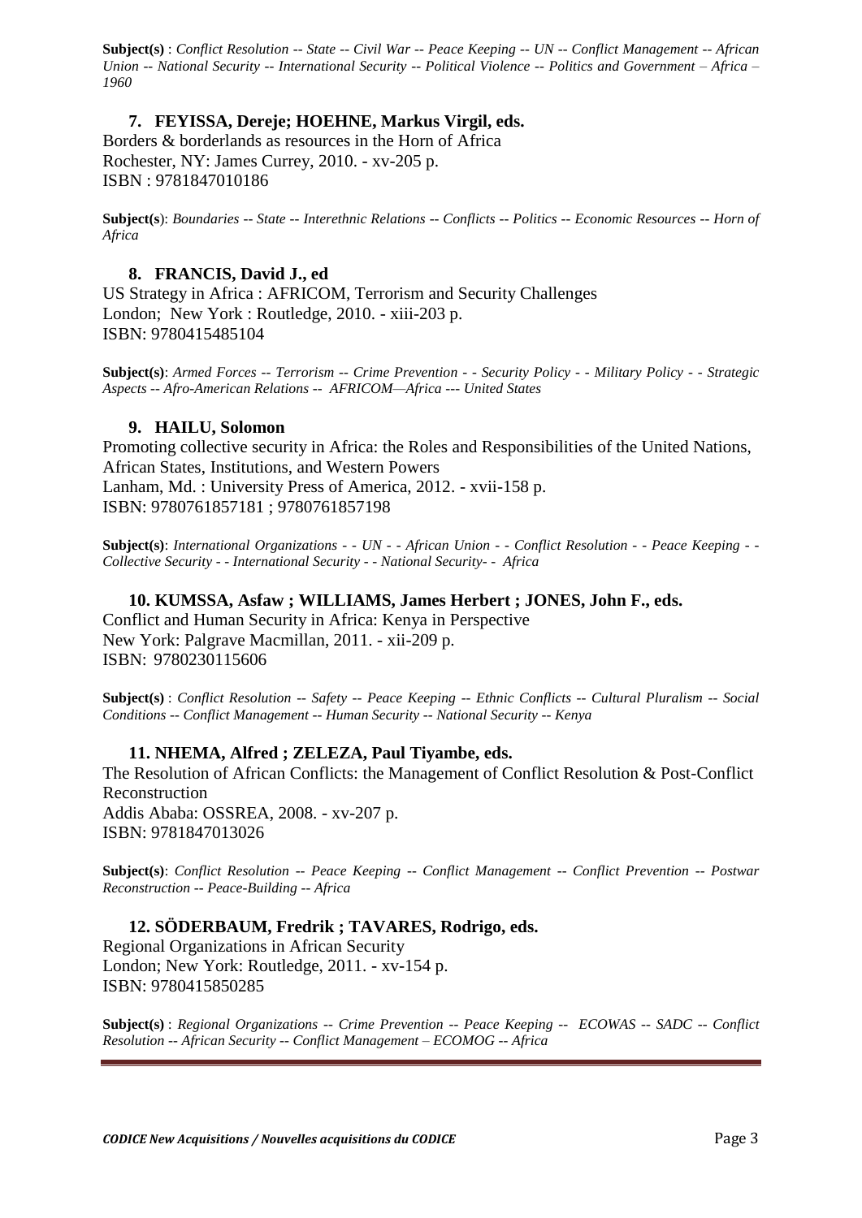**Subject(s)** : *Conflict Resolution -- State -- Civil War -- Peace Keeping -- UN -- Conflict Management -- African Union -- National Security -- International Security -- Political Violence -- Politics and Government – Africa – 1960*

### 7. FEYISSA, Dereje; HOEHNE, Markus Virgil, eds.

Borders & borderlands as resources in the Horn of Africa
Rochester, NY: James Currey, 2010. - xv-205 p.
ISBN : 9781847010186

**Subject(s)**: *Boundaries -- State -- Interethnic Relations -- Conflicts -- Politics -- Economic Resources -- Horn of Africa*

### 8. FRANCIS, David J., ed

US Strategy in Africa : AFRICOM, Terrorism and Security Challenges
London; New York : Routledge, 2010. - xiii-203 p.
ISBN: 9780415485104

**Subject(s)**: *Armed Forces -- Terrorism -- Crime Prevention - - Security Policy - - Military Policy - - Strategic Aspects -- Afro-American Relations -- AFRICOM—Africa --- United States*

### 9. HAILU, Solomon

Promoting collective security in Africa: the Roles and Responsibilities of the United Nations, African States, Institutions, and Western Powers
Lanham, Md. : University Press of America, 2012. - xvii-158 p.
ISBN: 9780761857181 ; 9780761857198

**Subject(s)**: *International Organizations - - UN - - African Union - - Conflict Resolution - - Peace Keeping - - Collective Security - - International Security - - National Security- - Africa*

### 10. KUMSSA, Asfaw ; WILLIAMS, James Herbert ; JONES, John F., eds.

Conflict and Human Security in Africa: Kenya in Perspective
New York: Palgrave Macmillan, 2011. - xii-209 p.
ISBN: 9780230115606

**Subject(s)** : *Conflict Resolution -- Safety -- Peace Keeping -- Ethnic Conflicts -- Cultural Pluralism -- Social Conditions -- Conflict Management -- Human Security -- National Security -- Kenya*

### 11. NHEMA, Alfred ; ZELEZA, Paul Tiyambe, eds.

The Resolution of African Conflicts: the Management of Conflict Resolution & Post-Conflict Reconstruction
Addis Ababa: OSSREA, 2008. - xv-207 p.
ISBN: 9781847013026

**Subject(s)**: *Conflict Resolution -- Peace Keeping -- Conflict Management -- Conflict Prevention -- Postwar Reconstruction -- Peace-Building -- Africa*

### 12. SÖDERBAUM, Fredrik ; TAVARES, Rodrigo, eds.

Regional Organizations in African Security
London; New York: Routledge, 2011. - xv-154 p.
ISBN: 9780415850285

**Subject(s)** : *Regional Organizations -- Crime Prevention -- Peace Keeping -- ECOWAS -- SADC -- Conflict Resolution -- African Security -- Conflict Management – ECOMOG -- Africa*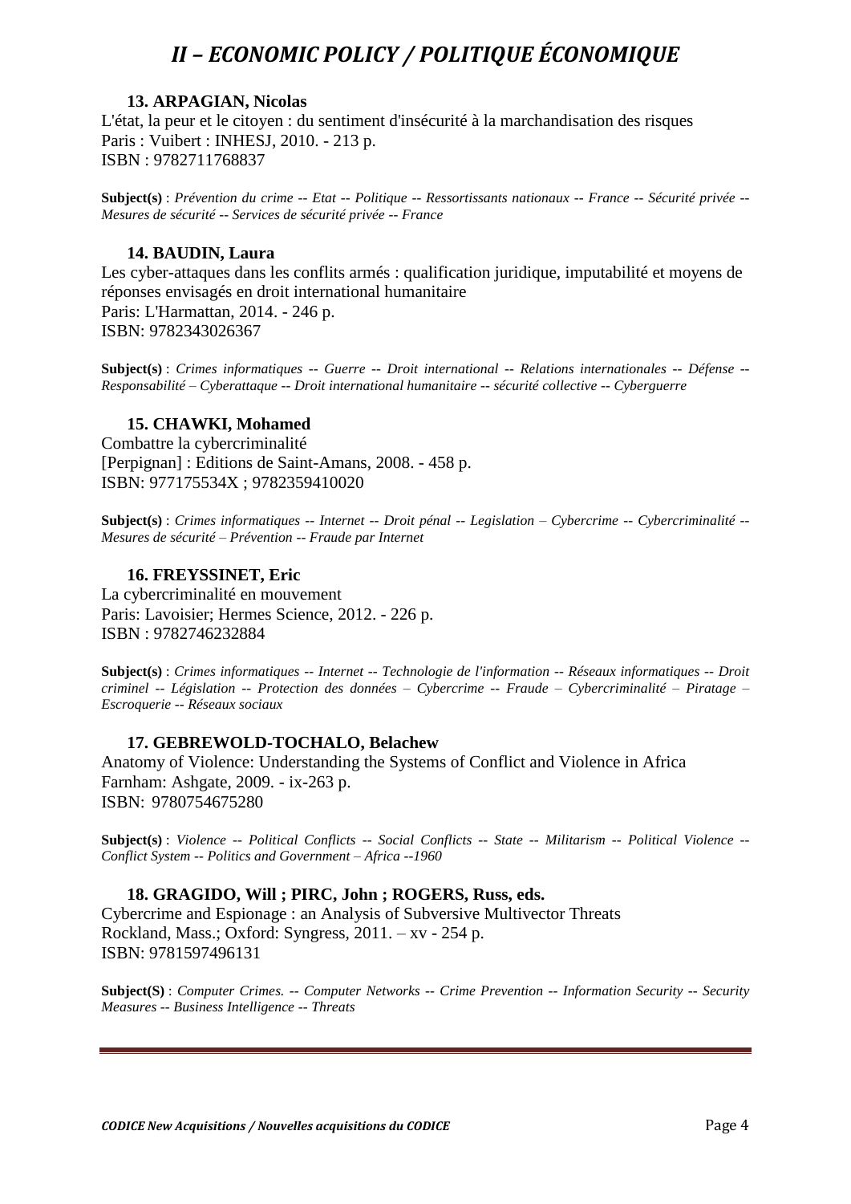# II – ECONOMIC POLICY / POLITIQUE ÉCONOMIQUE

### 13. ARPAGIAN, Nicolas

L'état, la peur et le citoyen : du sentiment d'insécurité à la marchandisation des risques
Paris : Vuibert : INHESJ, 2010. - 213 p.
ISBN : 9782711768837

**Subject(s)** : *Prévention du crime -- Etat -- Politique -- Ressortissants nationaux -- France -- Sécurité privée -- Mesures de sécurité -- Services de sécurité privée -- France*

### 14. BAUDIN, Laura

Les cyber-attaques dans les conflits armés : qualification juridique, imputabilité et moyens de réponses envisagés en droit international humanitaire
Paris: L'Harmattan, 2014. - 246 p.
ISBN: 9782343026367

**Subject(s)** : *Crimes informatiques -- Guerre -- Droit international -- Relations internationales -- Défense -- Responsabilité – Cyberattaque -- Droit international humanitaire -- sécurité collective -- Cyberguerre*

### 15. CHAWKI, Mohamed

Combattre la cybercriminalité
[Perpignan] : Editions de Saint-Amans, 2008. - 458 p.
ISBN: 977175534X ; 9782359410020

**Subject(s)** : *Crimes informatiques -- Internet -- Droit pénal -- Legislation – Cybercrime -- Cybercriminalité -- Mesures de sécurité – Prévention -- Fraude par Internet*

### 16. FREYSSINET, Eric

La cybercriminalité en mouvement
Paris: Lavoisier; Hermes Science, 2012. - 226 p.
ISBN : 9782746232884

**Subject(s)** : *Crimes informatiques -- Internet -- Technologie de l'information -- Réseaux informatiques -- Droit criminel -- Législation -- Protection des données – Cybercrime -- Fraude – Cybercriminalité – Piratage – Escroquerie -- Réseaux sociaux*

### 17. GEBREWOLD-TOCHALO, Belachew

Anatomy of Violence: Understanding the Systems of Conflict and Violence in Africa
Farnham: Ashgate, 2009. - ix-263 p.
ISBN: 9780754675280

**Subject(s)** : *Violence -- Political Conflicts -- Social Conflicts -- State -- Militarism -- Political Violence -- Conflict System -- Politics and Government – Africa --1960*

### 18. GRAGIDO, Will ; PIRC, John ; ROGERS, Russ, eds.

Cybercrime and Espionage : an Analysis of Subversive Multivector Threats
Rockland, Mass.; Oxford: Syngress, 2011. – xv - 254 p.
ISBN: 9781597496131

**Subject(S)** : *Computer Crimes. -- Computer Networks -- Crime Prevention -- Information Security -- Security Measures -- Business Intelligence -- Threats*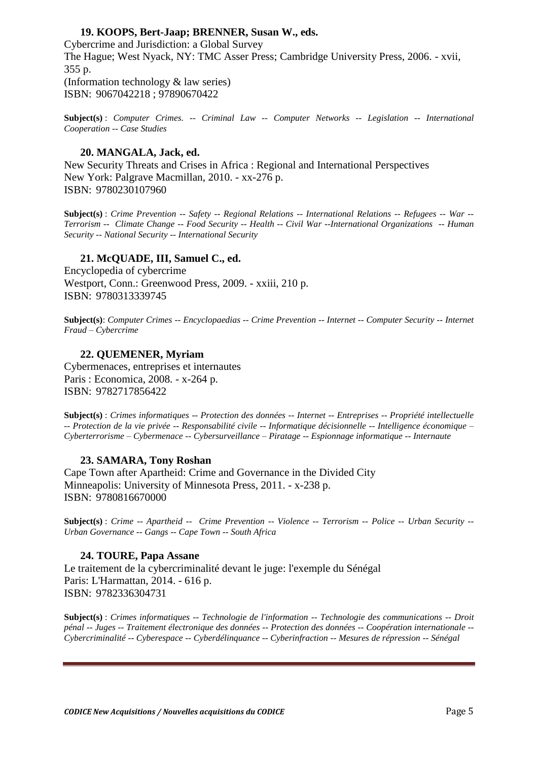**19. KOOPS, Bert-Jaap; BRENNER, Susan W., eds.**

Cybercrime and Jurisdiction: a Global Survey
The Hague; West Nyack, NY: TMC Asser Press; Cambridge University Press, 2006. - xvii, 355 p.
(Information technology & law series)
ISBN: 9067042218 ; 97890670422

**Subject(s)** : *Computer Crimes. -- Criminal Law -- Computer Networks -- Legislation -- International Cooperation -- Case Studies*

**20. MANGALA, Jack, ed.**

New Security Threats and Crises in Africa : Regional and International Perspectives
New York: Palgrave Macmillan, 2010. - xx-276 p.
ISBN: 9780230107960

**Subject(s)** : *Crime Prevention -- Safety -- Regional Relations -- International Relations -- Refugees -- War -- Terrorism -- Climate Change -- Food Security -- Health -- Civil War --International Organizations -- Human Security -- National Security -- International Security*

**21. McQUADE, III, Samuel C., ed.**

Encyclopedia of cybercrime
Westport, Conn.: Greenwood Press, 2009. - xxiii, 210 p.
ISBN: 9780313339745

**Subject(s)**: *Computer Crimes -- Encyclopaedias -- Crime Prevention -- Internet -- Computer Security -- Internet Fraud – Cybercrime*

**22. QUEMENER, Myriam**

Cybermenaces, entreprises et internautes
Paris : Economica, 2008. - x-264 p.
ISBN: 9782717856422

**Subject(s)** : *Crimes informatiques -- Protection des données -- Internet -- Entreprises -- Propriété intellectuelle -- Protection de la vie privée -- Responsabilité civile -- Informatique décisionnelle -- Intelligence économique – Cyberterrorisme – Cybermenace -- Cybersurveillance – Piratage -- Espionnage informatique -- Internaute*

**23. SAMARA, Tony Roshan**

Cape Town after Apartheid: Crime and Governance in the Divided City
Minneapolis: University of Minnesota Press, 2011. - x-238 p.
ISBN: 9780816670000

**Subject(s)** : *Crime -- Apartheid -- Crime Prevention -- Violence -- Terrorism -- Police -- Urban Security -- Urban Governance -- Gangs -- Cape Town -- South Africa*

**24. TOURE, Papa Assane**

Le traitement de la cybercriminalité devant le juge: l'exemple du Sénégal
Paris: L'Harmattan, 2014. - 616 p.
ISBN: 9782336304731

**Subject(s)** : *Crimes informatiques -- Technologie de l'information -- Technologie des communications -- Droit pénal -- Juges -- Traitement électronique des données -- Protection des données -- Coopération internationale -- Cybercriminalité -- Cyberespace -- Cyberdélinquance -- Cyberinfraction -- Mesures de répression -- Sénégal*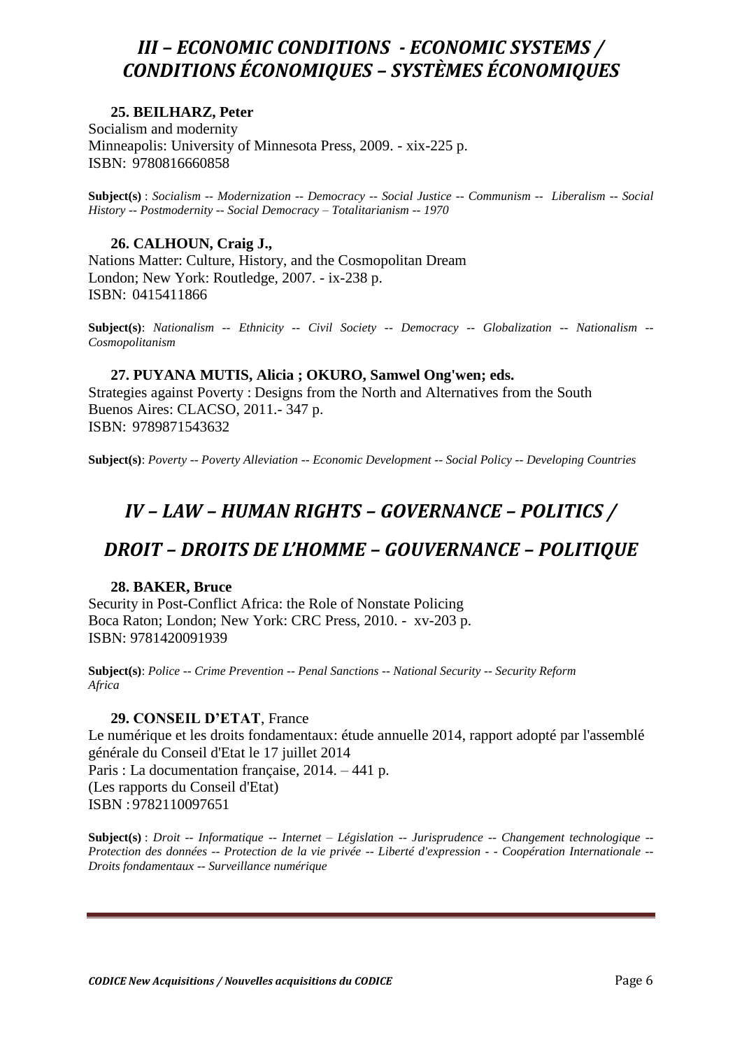## *III – ECONOMIC CONDITIONS - ECONOMIC SYSTEMS / CONDITIONS ÉCONOMIQUES – SYSTÈMES ÉCONOMIQUES*

**25. BEILHARZ, Peter**
Socialism and modernity
Minneapolis: University of Minnesota Press, 2009. - xix-225 p.
ISBN: 9780816660858

**Subject(s)** : *Socialism -- Modernization -- Democracy -- Social Justice -- Communism -- Liberalism -- Social History -- Postmodernity -- Social Democracy – Totalitarianism -- 1970*

**26. CALHOUN, Craig J.,**
Nations Matter: Culture, History, and the Cosmopolitan Dream
London; New York: Routledge, 2007. - ix-238 p.
ISBN: 0415411866

**Subject(s)**: *Nationalism -- Ethnicity -- Civil Society -- Democracy -- Globalization -- Nationalism -- Cosmopolitanism*

**27. PUYANA MUTIS, Alicia ; OKURO, Samwel Ong'wen; eds.**
Strategies against Poverty : Designs from the North and Alternatives from the South
Buenos Aires: CLACSO, 2011.- 347 p.
ISBN: 9789871543632

**Subject(s)**: *Poverty -- Poverty Alleviation -- Economic Development -- Social Policy -- Developing Countries*

## *IV – LAW – HUMAN RIGHTS – GOVERNANCE – POLITICS /*

## *DROIT – DROITS DE L'HOMME – GOUVERNANCE – POLITIQUE*

**28. BAKER, Bruce**
Security in Post-Conflict Africa: the Role of Nonstate Policing
Boca Raton; London; New York: CRC Press, 2010. - xv-203 p.
ISBN: 9781420091939

**Subject(s)**: *Police -- Crime Prevention -- Penal Sanctions -- National Security -- Security Reform Africa*

**29. CONSEIL D'ETAT**, France
Le numérique et les droits fondamentaux: étude annuelle 2014, rapport adopté par l'assemblé générale du Conseil d'Etat le 17 juillet 2014
Paris : La documentation française, 2014. – 441 p.
(Les rapports du Conseil d'Etat)
ISBN : 9782110097651

**Subject(s)** : *Droit -- Informatique -- Internet – Législation -- Jurisprudence -- Changement technologique -- Protection des données -- Protection de la vie privée -- Liberté d'expression - - Coopération Internationale -- Droits fondamentaux -- Surveillance numérique*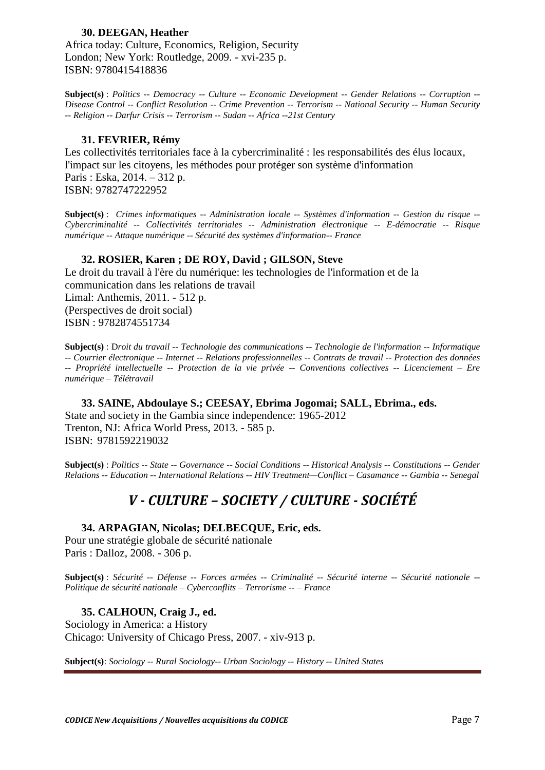**30. DEEGAN, Heather**

Africa today: Culture, Economics, Religion, Security
London; New York: Routledge, 2009. - xvi-235 p.
ISBN: 9780415418836

**Subject(s)** : *Politics -- Democracy -- Culture -- Economic Development -- Gender Relations -- Corruption -- Disease Control -- Conflict Resolution -- Crime Prevention -- Terrorism -- National Security -- Human Security -- Religion -- Darfur Crisis -- Terrorism -- Sudan -- Africa --21st Century*

**31. FEVRIER, Rémy**

Les collectivités territoriales face à la cybercriminalité : les responsabilités des élus locaux, l'impact sur les citoyens, les méthodes pour protéger son système d'information
Paris : Eska, 2014. – 312 p.
ISBN: 9782747222952

**Subject(s)** : *Crimes informatiques -- Administration locale -- Systèmes d'information -- Gestion du risque -- Cybercriminalité -- Collectivités territoriales -- Administration électronique -- E-démocratie -- Risque numérique -- Attaque numérique -- Sécurité des systèmes d'information-- France*

**32. ROSIER, Karen ; DE ROY, David ; GILSON, Steve**

Le droit du travail à l'ère du numérique: les technologies de l'information et de la communication dans les relations de travail
Limal: Anthemis, 2011. - 512 p.
(Perspectives de droit social)
ISBN : 9782874551734

**Subject(s)** : D*roit du travail -- Technologie des communications -- Technologie de l'information -- Informatique -- Courrier électronique -- Internet -- Relations professionnelles -- Contrats de travail -- Protection des données -- Propriété intellectuelle -- Protection de la vie privée -- Conventions collectives -- Licenciement – Ere numérique – Télétravail*

**33. SAINE, Abdoulaye S.; CEESAY, Ebrima Jogomai; SALL, Ebrima., eds.**

State and society in the Gambia since independence: 1965-2012
Trenton, NJ: Africa World Press, 2013. - 585 p.
ISBN: 9781592219032

**Subject(s)** : *Politics -- State -- Governance -- Social Conditions -- Historical Analysis -- Constitutions -- Gender Relations -- Education -- International Relations -- HIV Treatment—Conflict – Casamance -- Gambia -- Senegal*

# *V - CULTURE – SOCIETY / CULTURE - SOCIÉTÉ*

**34. ARPAGIAN, Nicolas; DELBECQUE, Eric, eds.**

Pour une stratégie globale de sécurité nationale
Paris : Dalloz, 2008. - 306 p.

**Subject(s)** : *Sécurité -- Défense -- Forces armées -- Criminalité -- Sécurité interne -- Sécurité nationale -- Politique de sécurité nationale – Cyberconflits – Terrorisme -- – France*

**35. CALHOUN, Craig J., ed.**

Sociology in America: a History
Chicago: University of Chicago Press, 2007. - xiv-913 p.

**Subject(s)**: *Sociology -- Rural Sociology-- Urban Sociology -- History -- United States*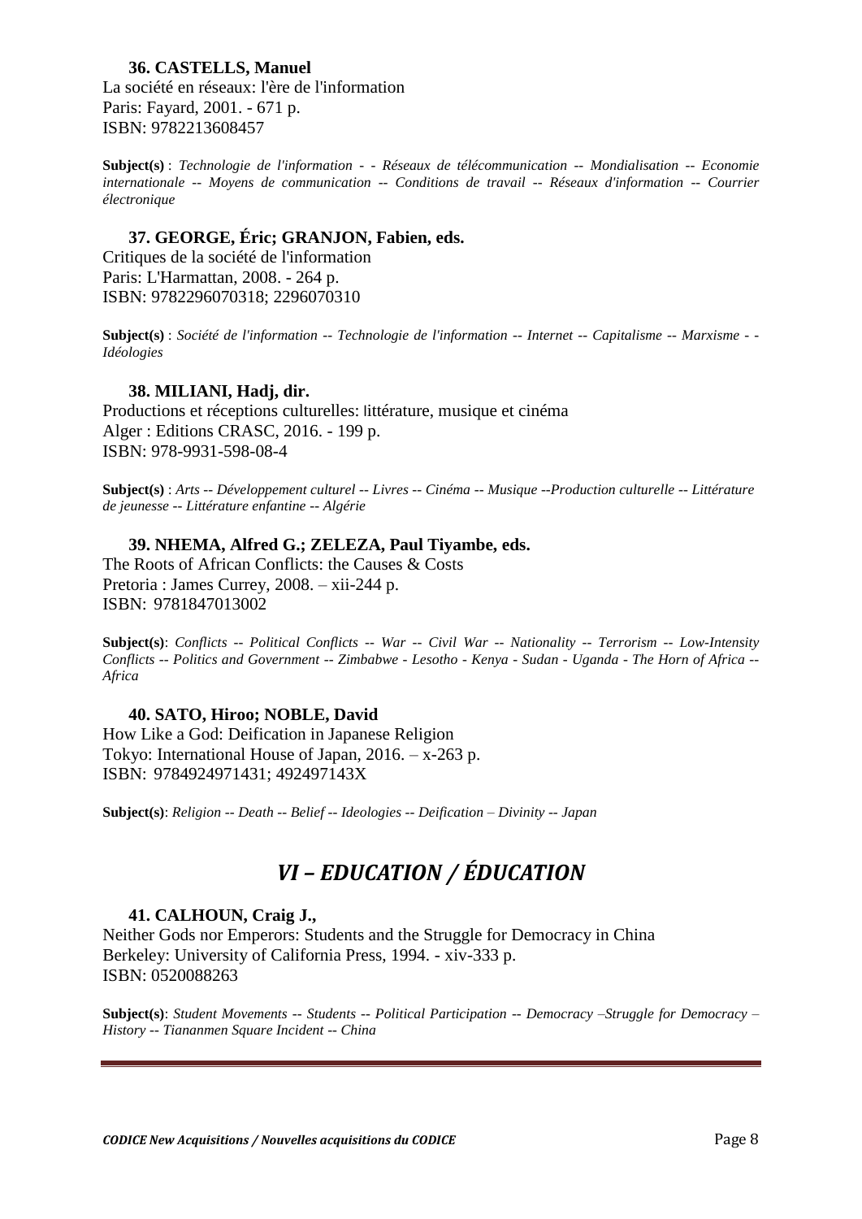**36. CASTELLS, Manuel**

La société en réseaux: l'ère de l'information
Paris: Fayard, 2001. - 671 p.
ISBN: 9782213608457

**Subject(s)** : *Technologie de l'information - - Réseaux de télécommunication -- Mondialisation -- Economie internationale -- Moyens de communication -- Conditions de travail -- Réseaux d'information -- Courrier électronique*

**37. GEORGE, Éric; GRANJON, Fabien, eds.**

Critiques de la société de l'information
Paris: L'Harmattan, 2008. - 264 p.
ISBN: 9782296070318; 2296070310

**Subject(s)** : *Société de l'information -- Technologie de l'information -- Internet -- Capitalisme -- Marxisme - - Idéologies*

**38. MILIANI, Hadj, dir.**

Productions et réceptions culturelles: littérature, musique et cinéma
Alger : Editions CRASC, 2016. - 199 p.
ISBN: 978-9931-598-08-4

**Subject(s)** : *Arts -- Développement culturel -- Livres -- Cinéma -- Musique --Production culturelle -- Littérature de jeunesse -- Littérature enfantine -- Algérie*

**39. NHEMA, Alfred G.; ZELEZA, Paul Tiyambe, eds.**

The Roots of African Conflicts: the Causes & Costs
Pretoria : James Currey, 2008. – xii-244 p.
ISBN: 9781847013002

**Subject(s)**: *Conflicts -- Political Conflicts -- War -- Civil War -- Nationality -- Terrorism -- Low-Intensity Conflicts -- Politics and Government -- Zimbabwe - Lesotho - Kenya - Sudan - Uganda - The Horn of Africa -- Africa*

**40. SATO, Hiroo; NOBLE, David**

How Like a God: Deification in Japanese Religion
Tokyo: International House of Japan, 2016. – x-263 p.
ISBN: 9784924971431; 492497143X

**Subject(s)**: *Religion -- Death -- Belief -- Ideologies -- Deification – Divinity -- Japan*

## *VI – EDUCATION / ÉDUCATION*

**41. CALHOUN, Craig J.,**

Neither Gods nor Emperors: Students and the Struggle for Democracy in China
Berkeley: University of California Press, 1994. - xiv-333 p.
ISBN: 0520088263

**Subject(s)**: *Student Movements -- Students -- Political Participation -- Democracy –Struggle for Democracy – History -- Tiananmen Square Incident -- China*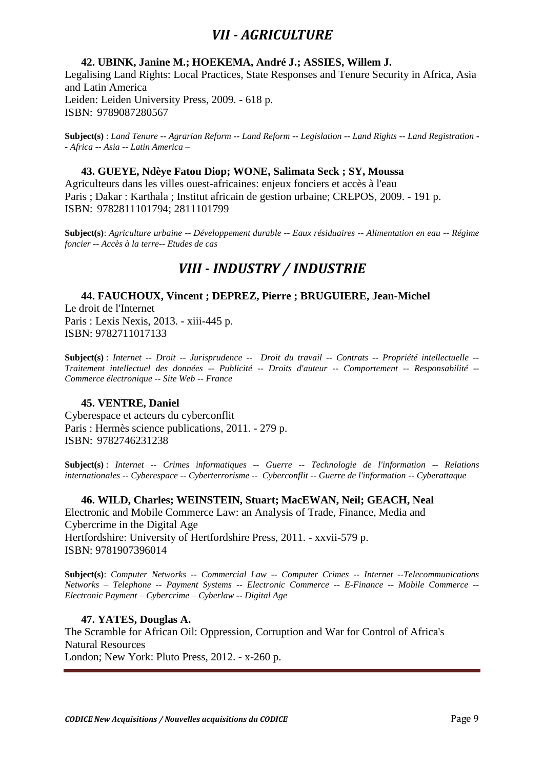# *VII - AGRICULTURE*

**42. UBINK, Janine M.; HOEKEMA, André J.; ASSIES, Willem J.**

Legalising Land Rights: Local Practices, State Responses and Tenure Security in Africa, Asia and Latin America
Leiden: Leiden University Press, 2009. - 618 p.
ISBN: 9789087280567

**Subject(s)** : *Land Tenure -- Agrarian Reform -- Land Reform -- Legislation -- Land Rights -- Land Registration -- Africa -- Asia -- Latin America –*

**43. GUEYE, Ndèye Fatou Diop; WONE, Salimata Seck ; SY, Moussa**

Agriculteurs dans les villes ouest-africaines: enjeux fonciers et accès à l'eau
Paris ; Dakar : Karthala ; Institut africain de gestion urbaine; CREPOS, 2009. - 191 p.
ISBN: 9782811101794; 2811101799

**Subject(s)**: *Agriculture urbaine -- Développement durable -- Eaux résiduaires -- Alimentation en eau -- Régime foncier -- Accès à la terre-- Etudes de cas*

# *VIII - INDUSTRY / INDUSTRIE*

**44. FAUCHOUX, Vincent ; DEPREZ, Pierre ; BRUGUIERE, Jean-Michel**

Le droit de l'Internet
Paris : Lexis Nexis, 2013. - xiii-445 p.
ISBN: 9782711017133

**Subject(s)** : *Internet -- Droit -- Jurisprudence -- Droit du travail -- Contrats -- Propriété intellectuelle -- Traitement intellectuel des données -- Publicité -- Droits d'auteur -- Comportement -- Responsabilité -- Commerce électronique -- Site Web -- France*

**45. VENTRE, Daniel**

Cyberespace et acteurs du cyberconflit
Paris : Hermès science publications, 2011. - 279 p.
ISBN: 9782746231238

**Subject(s)** : *Internet -- Crimes informatiques -- Guerre -- Technologie de l'information -- Relations internationales -- Cyberespace -- Cyberterrorisme -- Cyberconflit -- Guerre de l'information -- Cyberattaque*

**46. WILD, Charles; WEINSTEIN, Stuart; MacEWAN, Neil; GEACH, Neal**

Electronic and Mobile Commerce Law: an Analysis of Trade, Finance, Media and Cybercrime in the Digital Age
Hertfordshire: University of Hertfordshire Press, 2011. - xxvii-579 p.
ISBN: 9781907396014

**Subject(s)**: *Computer Networks -- Commercial Law -- Computer Crimes -- Internet --Telecommunications Networks – Telephone -- Payment Systems -- Electronic Commerce -- E-Finance -- Mobile Commerce -- Electronic Payment – Cybercrime – Cyberlaw -- Digital Age*

**47. YATES, Douglas A.**

The Scramble for African Oil: Oppression, Corruption and War for Control of Africa's Natural Resources
London; New York: Pluto Press, 2012. - x-260 p.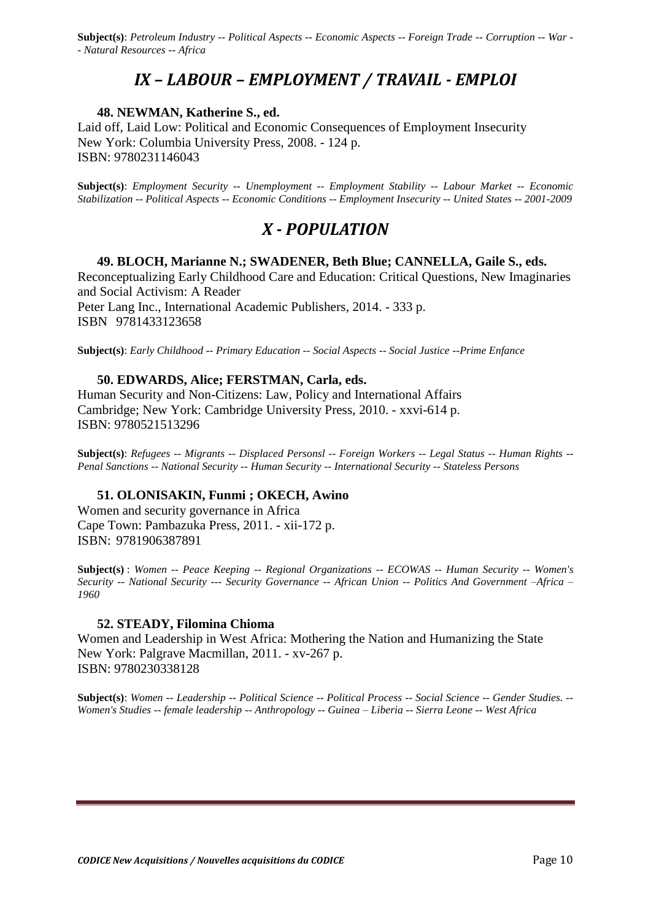**Subject(s)**: *Petroleum Industry -- Political Aspects -- Economic Aspects -- Foreign Trade -- Corruption -- War -- Natural Resources -- Africa*

# *IX – LABOUR – EMPLOYMENT / TRAVAIL - EMPLOI*

**48. NEWMAN, Katherine S., ed.**

Laid off, Laid Low: Political and Economic Consequences of Employment Insecurity
New York: Columbia University Press, 2008. - 124 p.
ISBN: 9780231146043

**Subject(s)**: *Employment Security -- Unemployment -- Employment Stability -- Labour Market -- Economic Stabilization -- Political Aspects -- Economic Conditions -- Employment Insecurity -- United States -- 2001-2009*

# *X - POPULATION*

**49. BLOCH, Marianne N.; SWADENER, Beth Blue; CANNELLA, Gaile S., eds.**

Reconceptualizing Early Childhood Care and Education: Critical Questions, New Imaginaries and Social Activism: A Reader
Peter Lang Inc., International Academic Publishers, 2014. - 333 p.
ISBN 9781433123658

**Subject(s)**: *Early Childhood -- Primary Education -- Social Aspects -- Social Justice --Prime Enfance*

**50. EDWARDS, Alice; FERSTMAN, Carla, eds.**

Human Security and Non-Citizens: Law, Policy and International Affairs
Cambridge; New York: Cambridge University Press, 2010. - xxvi-614 p.
ISBN: 9780521513296

**Subject(s)**: *Refugees -- Migrants -- Displaced Personsl -- Foreign Workers -- Legal Status -- Human Rights -- Penal Sanctions -- National Security -- Human Security -- International Security -- Stateless Persons*

**51. OLONISAKIN, Funmi ; OKECH, Awino**

Women and security governance in Africa
Cape Town: Pambazuka Press, 2011. - xii-172 p.
ISBN: 9781906387891

**Subject(s)** : *Women -- Peace Keeping -- Regional Organizations -- ECOWAS -- Human Security -- Women's Security -- National Security --- Security Governance -- African Union -- Politics And Government –Africa – 1960*

**52. STEADY, Filomina Chioma**

Women and Leadership in West Africa: Mothering the Nation and Humanizing the State
New York: Palgrave Macmillan, 2011. - xv-267 p.
ISBN: 9780230338128

**Subject(s)**: *Women -- Leadership -- Political Science -- Political Process -- Social Science -- Gender Studies. -- Women's Studies -- female leadership -- Anthropology -- Guinea – Liberia -- Sierra Leone -- West Africa*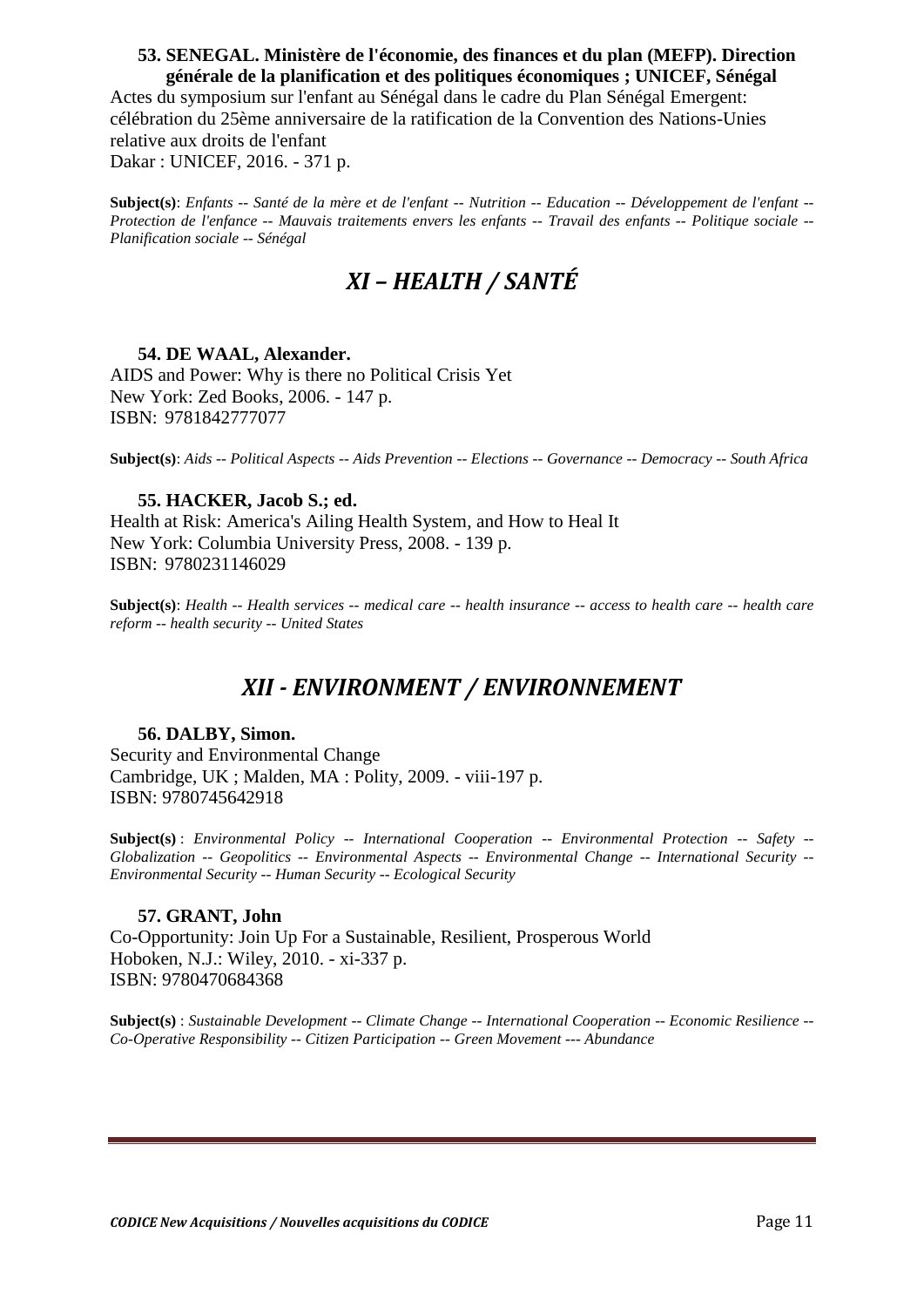**53. SENEGAL. Ministère de l'économie, des finances et du plan (MEFP). Direction générale de la planification et des politiques économiques ; UNICEF, Sénégal**

Actes du symposium sur l'enfant au Sénégal dans le cadre du Plan Sénégal Emergent: célébration du 25ème anniversaire de la ratification de la Convention des Nations-Unies relative aux droits de l'enfant
Dakar : UNICEF, 2016. - 371 p.

**Subject(s)**: *Enfants -- Santé de la mère et de l'enfant -- Nutrition -- Education -- Développement de l'enfant -- Protection de l'enfance -- Mauvais traitements envers les enfants -- Travail des enfants -- Politique sociale -- Planification sociale -- Sénégal*

# *XI – HEALTH / SANTÉ*

**54. DE WAAL, Alexander.**

AIDS and Power: Why is there no Political Crisis Yet
New York: Zed Books, 2006. - 147 p.
ISBN: 9781842777077

**Subject(s)**: *Aids -- Political Aspects -- Aids Prevention -- Elections -- Governance -- Democracy -- South Africa*

**55. HACKER, Jacob S.; ed.**

Health at Risk: America's Ailing Health System, and How to Heal It
New York: Columbia University Press, 2008. - 139 p.
ISBN: 9780231146029

**Subject(s)**: *Health -- Health services -- medical care -- health insurance -- access to health care -- health care reform -- health security -- United States*

# *XII - ENVIRONMENT / ENVIRONNEMENT*

**56. DALBY, Simon.**

Security and Environmental Change
Cambridge, UK ; Malden, MA : Polity, 2009. - viii-197 p.
ISBN: 9780745642918

**Subject(s)** : *Environmental Policy -- International Cooperation -- Environmental Protection -- Safety -- Globalization -- Geopolitics -- Environmental Aspects -- Environmental Change -- International Security -- Environmental Security -- Human Security -- Ecological Security*

**57. GRANT, John**

Co-Opportunity: Join Up For a Sustainable, Resilient, Prosperous World
Hoboken, N.J.: Wiley, 2010. - xi-337 p.
ISBN: 9780470684368

**Subject(s)** : *Sustainable Development -- Climate Change -- International Cooperation -- Economic Resilience -- Co-Operative Responsibility -- Citizen Participation -- Green Movement --- Abundance*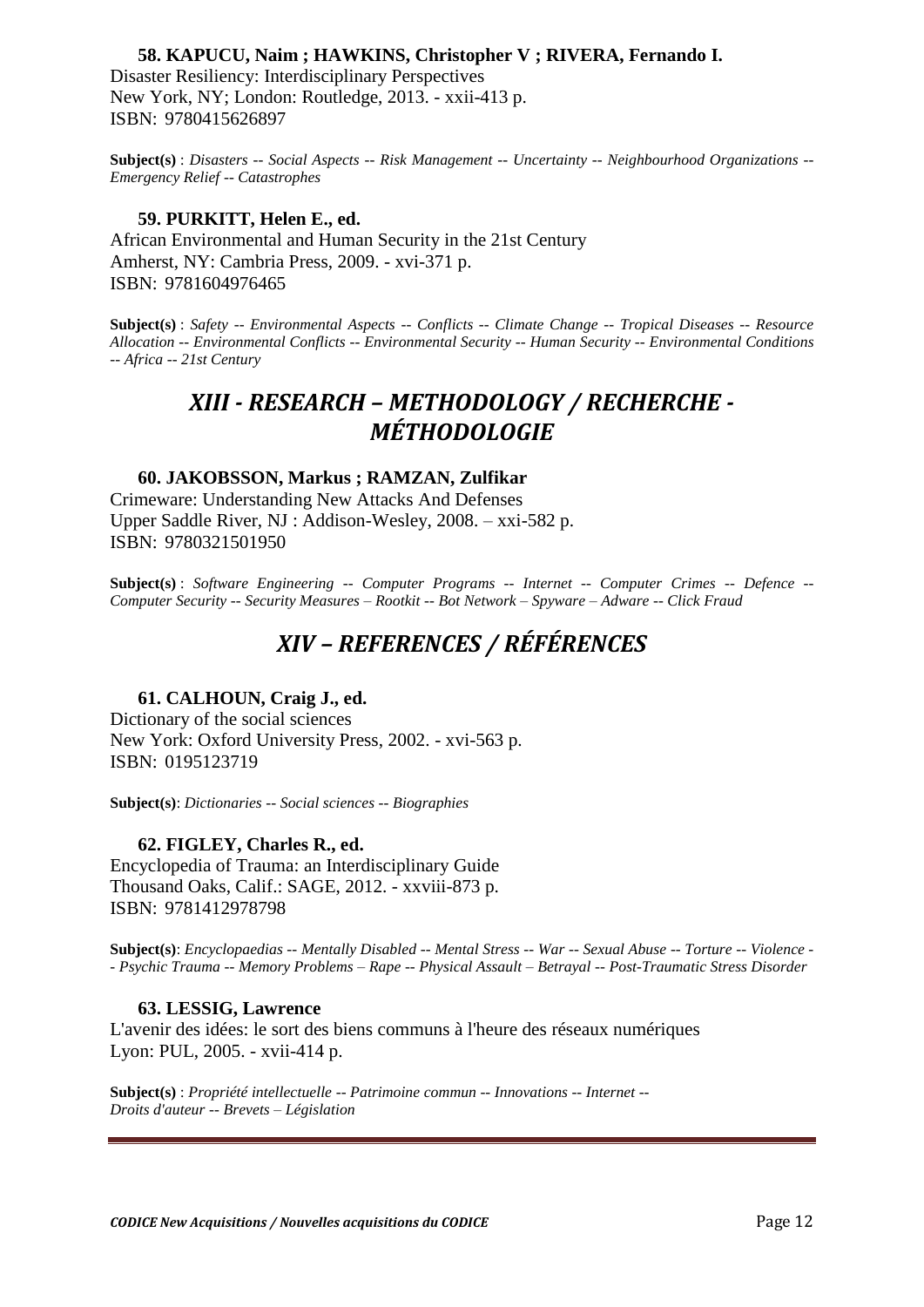**58. KAPUCU, Naim ; HAWKINS, Christopher V ; RIVERA, Fernando I.**
Disaster Resiliency: Interdisciplinary Perspectives
New York, NY; London: Routledge, 2013. - xxii-413 p.
ISBN: 9780415626897

**Subject(s)** : *Disasters -- Social Aspects -- Risk Management -- Uncertainty -- Neighbourhood Organizations -- Emergency Relief -- Catastrophes*

**59. PURKITT, Helen E., ed.**
African Environmental and Human Security in the 21st Century
Amherst, NY: Cambria Press, 2009. - xvi-371 p.
ISBN: 9781604976465

**Subject(s)** : *Safety -- Environmental Aspects -- Conflicts -- Climate Change -- Tropical Diseases -- Resource Allocation -- Environmental Conflicts -- Environmental Security -- Human Security -- Environmental Conditions -- Africa -- 21st Century*

## *XIII - RESEARCH – METHODOLOGY / RECHERCHE - MÉTHODOLOGIE*

**60. JAKOBSSON, Markus ; RAMZAN, Zulfikar**
Crimeware: Understanding New Attacks And Defenses
Upper Saddle River, NJ : Addison-Wesley, 2008. – xxi-582 p.
ISBN: 9780321501950

**Subject(s)** : *Software Engineering -- Computer Programs -- Internet -- Computer Crimes -- Defence -- Computer Security -- Security Measures – Rootkit -- Bot Network – Spyware – Adware -- Click Fraud*

## *XIV – REFERENCES / RÉFÉRENCES*

**61. CALHOUN, Craig J., ed.**
Dictionary of the social sciences
New York: Oxford University Press, 2002. - xvi-563 p.
ISBN: 0195123719

**Subject(s)**: *Dictionaries -- Social sciences -- Biographies*

**62. FIGLEY, Charles R., ed.**
Encyclopedia of Trauma: an Interdisciplinary Guide
Thousand Oaks, Calif.: SAGE, 2012. - xxviii-873 p.
ISBN: 9781412978798

**Subject(s)**: *Encyclopaedias -- Mentally Disabled -- Mental Stress -- War -- Sexual Abuse -- Torture -- Violence -- Psychic Trauma -- Memory Problems – Rape -- Physical Assault – Betrayal -- Post-Traumatic Stress Disorder*

**63. LESSIG, Lawrence**
L'avenir des idées: le sort des biens communs à l'heure des réseaux numériques
Lyon: PUL, 2005. - xvii-414 p.

**Subject(s)** : *Propriété intellectuelle -- Patrimoine commun -- Innovations -- Internet -- Droits d'auteur -- Brevets – Législation*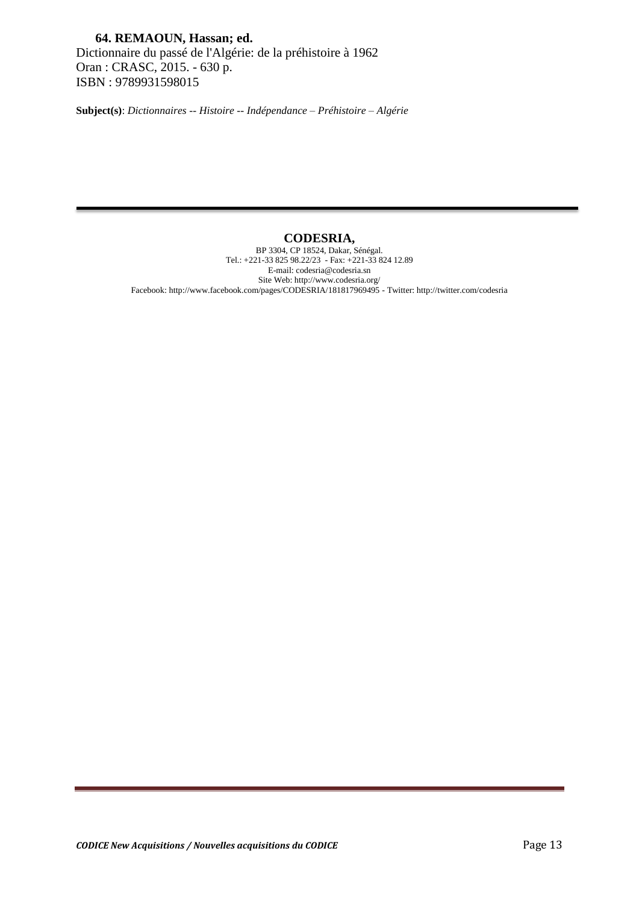**64. REMAOUN, Hassan; ed.**
Dictionnaire du passé de l'Algérie: de la préhistoire à 1962
Oran : CRASC, 2015. - 630 p.
ISBN : 9789931598015

**Subject(s)**: *Dictionnaires -- Histoire -- Indépendance – Préhistoire – Algérie*

---

**CODESRIA,**
BP 3304, CP 18524, Dakar, Sénégal.
Tel.: +221-33 825 98.22/23 - Fax: +221-33 824 12.89
E-mail: codesria@codesria.sn
Site Web: http://www.codesria.org/
Facebook: http://www.facebook.com/pages/CODESRIA/181817969495 - Twitter: http://twitter.com/codesria